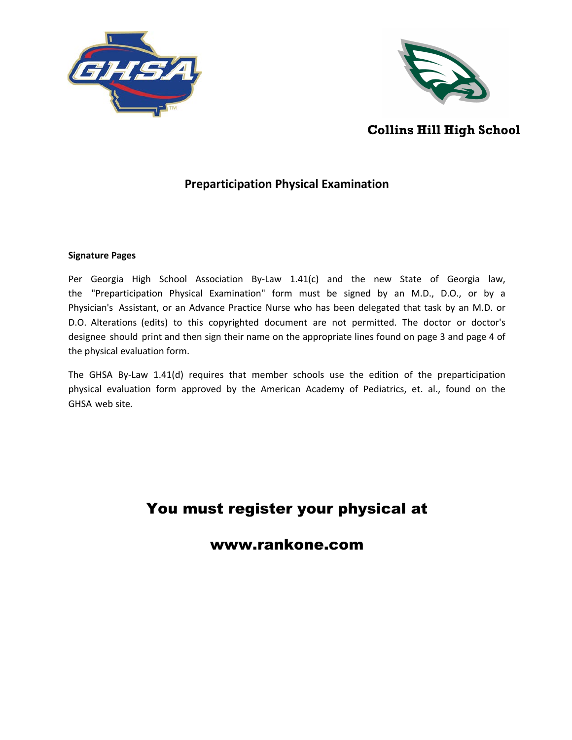**Collins Hill High School**

# Preparticipation Physical Examination

**Signature Pages**

Per Georgia High School Association By-Law 1.41(c) and the new State of Georgia law, the "Preparticipation Physical Examination" form must be signed by an M.D., D.O., or by a Physician's Assistant, or an Advance Practice Nurse who has been delegated that task by an M.D. or D.O. Alterations (edits) to this copyrighted document are not permitted. The doctor or doctor's designee should print and then sign their name on the appropriate lines found on page 3 and page 4 of the physical evaluation form.

The GHSA By-Law 1.41(d) requires that member schools use the edition of the preparticipation physical evaluation form approved by the American Academy of Pediatrics, et. al., found on the GHSA web site.

## You must register your physical at

## www.rankone.com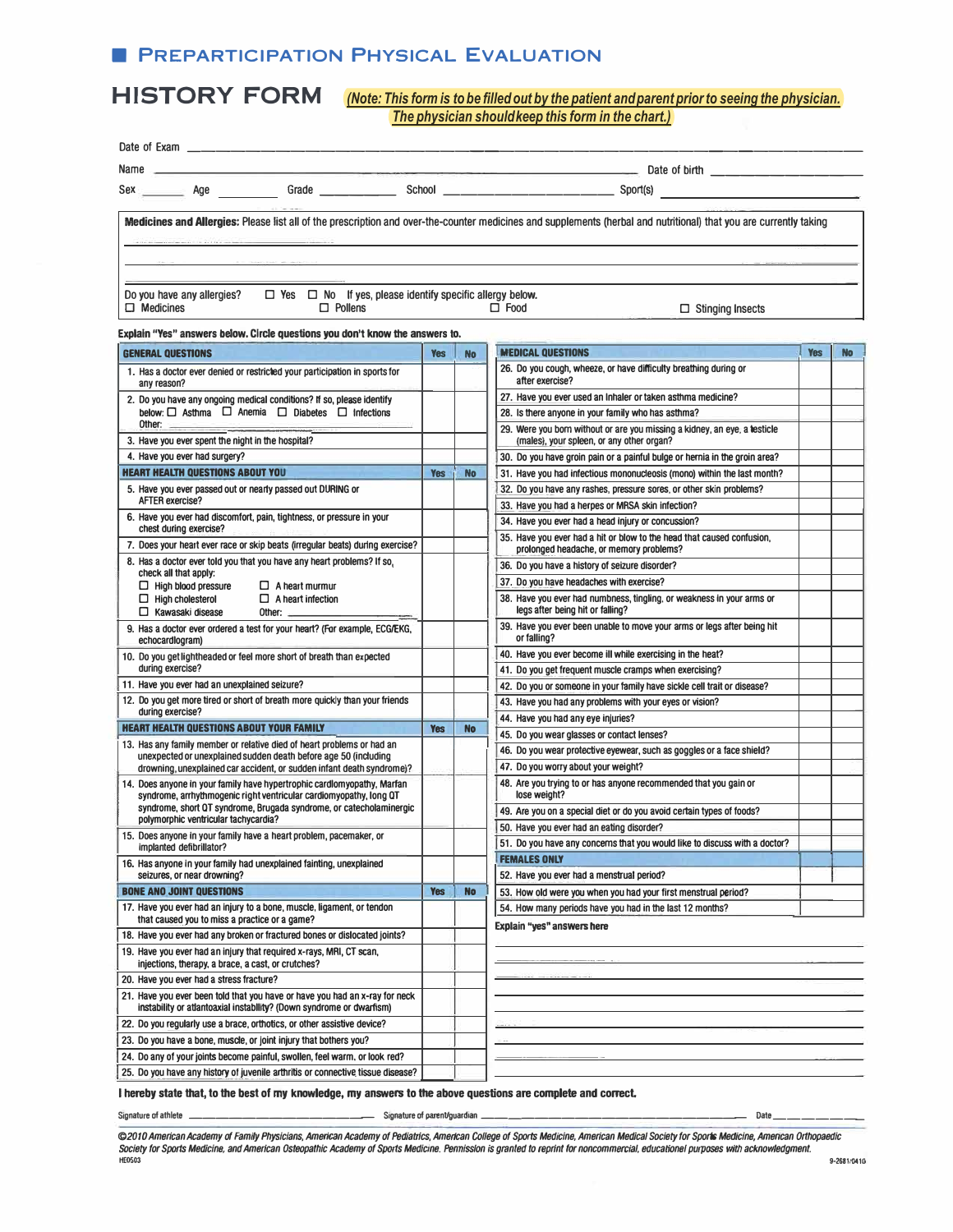# ■ PREPARTICIPATION PHYSICAL EVALUATION

## HISTORY FORM

*(Note: This form is to be filled out by the patient and parent prior to seeing the physician. The physician should keep this form in the chart.)*

Date of Exam ______________________________

Name ______________________________ Date of birth ______________

Sex ______ Age ______ Grade ______ School ______________ Sport(s) ______________

**Medicines and Allergies:** Please list all of the prescription and over-the-counter medicines and supplements (herbal and nutritional) that you are currently taking

_______________________________________________

_______________________________________________

Do you have any allergies? ☐ Yes ☐ No If yes, please identify specific allergy below.
☐ Medicines ☐ Pollens ☐ Food ☐ Stinging Insects

**Explain "Yes" answers below. Circle questions you don't know the answers to.**

| GENERAL QUESTIONS | Yes | No |
|---|---|---|
| 1. Has a doctor ever denied or restricted your participation in sports for any reason? | | |
| 2. Do you have any ongoing medical conditions? If so, please identify below: ☐ Asthma ☐ Anemia ☐ Diabetes ☐ Infections Other: ________ | | |
| 3. Have you ever spent the night in the hospital? | | |
| 4. Have you ever had surgery? | | |
| **HEART HEALTH QUESTIONS ABOUT YOU** | **Yes** | **No** |
| 5. Have you ever passed out or nearly passed out DURING or AFTER exercise? | | |
| 6. Have you ever had discomfort, pain, tightness, or pressure in your chest during exercise? | | |
| 7. Does your heart ever race or skip beats (irregular beats) during exercise? | | |
| 8. Has a doctor ever told you that you have any heart problems? If so, check all that apply: ☐ High blood pressure ☐ A heart murmur ☐ High cholesterol ☐ A heart infection ☐ Kawasaki disease Other: ________ | | |
| 9. Has a doctor ever ordered a test for your heart? (For example, ECG/EKG, echocardiogram) | | |
| 10. Do you get lightheaded or feel more short of breath than expected during exercise? | | |
| 11. Have you ever had an unexplained seizure? | | |
| 12. Do you get more tired or short of breath more quickly than your friends during exercise? | | |
| **HEART HEALTH QUESTIONS ABOUT YOUR FAMILY** | **Yes** | **No** |
| 13. Has any family member or relative died of heart problems or had an unexpected or unexplained sudden death before age 50 (including drowning, unexplained car accident, or sudden infant death syndrome)? | | |
| 14. Does anyone in your family have hypertrophic cardiomyopathy, Marfan syndrome, arrhythmogenic right ventricular cardiomyopathy, long QT syndrome, short QT syndrome, Brugada syndrome, or catecholaminergic polymorphic ventricular tachycardia? | | |
| 15. Does anyone in your family have a heart problem, pacemaker, or implanted defibrillator? | | |
| 16. Has anyone in your family had unexplained fainting, unexplained seizures, or near drowning? | | |
| **BONE AND JOINT QUESTIONS** | **Yes** | **No** |
| 17. Have you ever had an injury to a bone, muscle, ligament, or tendon that caused you to miss a practice or a game? | | |
| 18. Have you ever had any broken or fractured bones or dislocated joints? | | |
| 19. Have you ever had an injury that required x-rays, MRI, CT scan, injections, therapy, a brace, a cast, or crutches? | | |
| 20. Have you ever had a stress fracture? | | |
| 21. Have you ever been told that you have or have you had an x-ray for neck instability or atlantoaxial instability? (Down syndrome or dwarfism) | | |
| 22. Do you regularly use a brace, orthotics, or other assistive device? | | |
| 23. Do you have a bone, muscle, or joint injury that bothers you? | | |
| 24. Do any of your joints become painful, swollen, feel warm, or look red? | | |
| 25. Do you have any history of juvenile arthritis or connective tissue disease? | | |

| MEDICAL QUESTIONS | Yes | No |
|---|---|---|
| 26. Do you cough, wheeze, or have difficulty breathing during or after exercise? | | |
| 27. Have you ever used an inhaler or taken asthma medicine? | | |
| 28. Is there anyone in your family who has asthma? | | |
| 29. Were you born without or are you missing a kidney, an eye, a testicle (males), your spleen, or any other organ? | | |
| 30. Do you have groin pain or a painful bulge or hernia in the groin area? | | |
| 31. Have you had infectious mononucleosis (mono) within the last month? | | |
| 32. Do you have any rashes, pressure sores, or other skin problems? | | |
| 33. Have you had a herpes or MRSA skin infection? | | |
| 34. Have you ever had a head injury or concussion? | | |
| 35. Have you ever had a hit or blow to the head that caused confusion, prolonged headache, or memory problems? | | |
| 36. Do you have a history of seizure disorder? | | |
| 37. Do you have headaches with exercise? | | |
| 38. Have you ever had numbness, tingling, or weakness in your arms or legs after being hit or falling? | | |
| 39. Have you ever been unable to move your arms or legs after being hit or falling? | | |
| 40. Have you ever become ill while exercising in the heat? | | |
| 41. Do you get frequent muscle cramps when exercising? | | |
| 42. Do you or someone in your family have sickle cell trait or disease? | | |
| 43. Have you had any problems with your eyes or vision? | | |
| 44. Have you had any eye injuries? | | |
| 45. Do you wear glasses or contact lenses? | | |
| 46. Do you wear protective eyewear, such as goggles or a face shield? | | |
| 47. Do you worry about your weight? | | |
| 48. Are you trying to or has anyone recommended that you gain or lose weight? | | |
| 49. Are you on a special diet or do you avoid certain types of foods? | | |
| 50. Have you ever had an eating disorder? | | |
| 51. Do you have any concerns that you would like to discuss with a doctor? | | |
| **FEMALES ONLY** | | |
| 52. Have you ever had a menstrual period? | | |
| 53. How old were you when you had your first menstrual period? | | |
| 54. How many periods have you had in the last 12 months? | | |

**Explain "yes" answers here**

_______________________________________________

_______________________________________________

_______________________________________________

_______________________________________________

_______________________________________________

_______________________________________________

_______________________________________________

**I hereby state that, to the best of my knowledge, my answers to the above questions are complete and correct.**

Signature of athlete ______________ Signature of parent/guardian ______________ Date ________

*©2010 American Academy of Family Physicians, American Academy of Pediatrics, American College of Sports Medicine, American Medical Society for Sports Medicine, American Orthopaedic Society for Sports Medicine, and American Osteopathic Academy of Sports Medicine. Permission is granted to reprint for noncommercial, educational purposes with acknowledgment.*

HE0503 9-2681/0410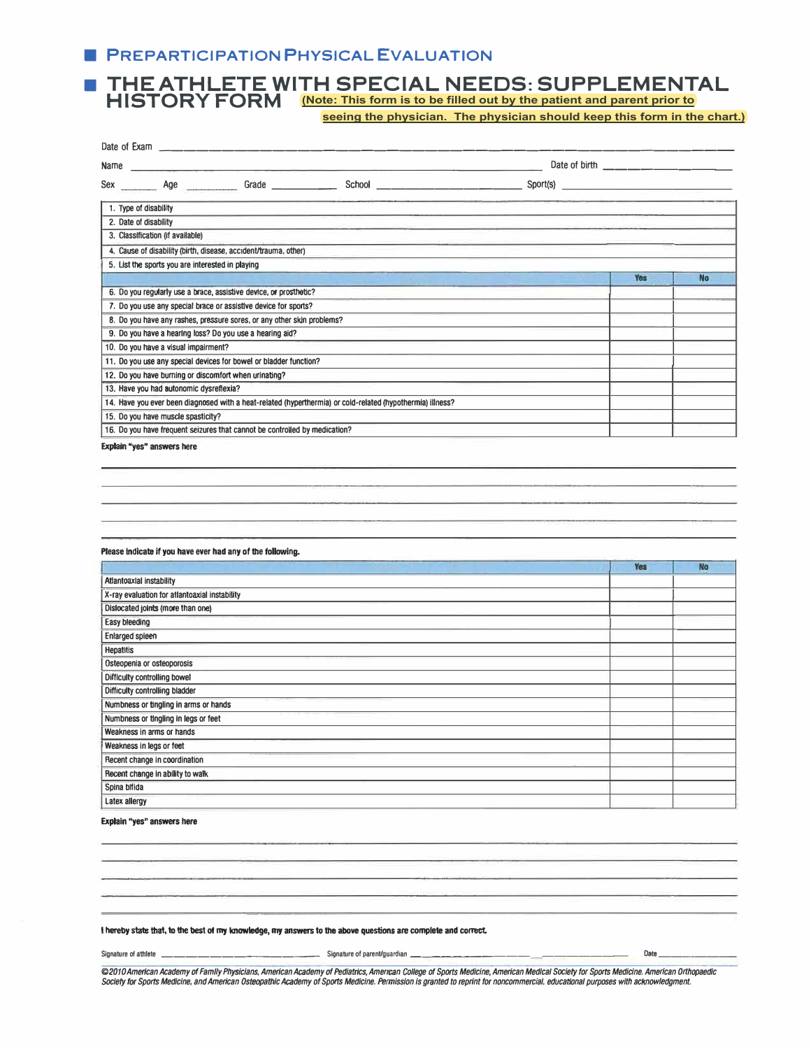## PREPARTICIPATION PHYSICAL EVALUATION

# THE ATHLETE WITH SPECIAL NEEDS: SUPPLEMENTAL HISTORY FORM

**(Note: This form is to be filled out by the patient and parent prior to seeing the physician. The physician should keep this form in the chart.)**

Date of Exam ____________________

Name ____________________ Date of birth ____________________

Sex _______ Age _______ Grade _______ School ____________________ Sport(s) ____________________

| | |
|---|---|
| 1. Type of disability | |
| 2. Date of disability | |
| 3. Classification (if available) | |
| 4. Cause of disability (birth, disease, accident/trauma, other) | |
| 5. List the sports you are interested in playing | |

| | Yes | No |
|---|---|---|
| 6. Do you regularly use a brace, assistive device, or prosthetic? | | |
| 7. Do you use any special brace or assistive device for sports? | | |
| 8. Do you have any rashes, pressure sores, or any other skin problems? | | |
| 9. Do you have a hearing loss? Do you use a hearing aid? | | |
| 10. Do you have a visual impairment? | | |
| 11. Do you use any special devices for bowel or bladder function? | | |
| 12. Do you have burning or discomfort when urinating? | | |
| 13. Have you had autonomic dysreflexia? | | |
| 14. Have you ever been diagnosed with a heat-related (hyperthermia) or cold-related (hypothermia) illness? | | |
| 15. Do you have muscle spasticity? | | |
| 16. Do you have frequent seizures that cannot be controlled by medication? | | |

**Explain "yes" answers here**

______________________________________________

______________________________________________

______________________________________________

______________________________________________

______________________________________________

**Please indicate if you have ever had any of the following.**

| | Yes | No |
|---|---|---|
| Atlantoaxial instability | | |
| X-ray evaluation for atlantoaxial instability | | |
| Dislocated joints (more than one) | | |
| Easy bleeding | | |
| Enlarged spleen | | |
| Hepatitis | | |
| Osteopenia or osteoporosis | | |
| Difficulty controlling bowel | | |
| Difficulty controlling bladder | | |
| Numbness or tingling in arms or hands | | |
| Numbness or tingling in legs or feet | | |
| Weakness in arms or hands | | |
| Weakness in legs or feet | | |
| Recent change in coordination | | |
| Recent change in ability to walk | | |
| Spina bifida | | |
| Latex allergy | | |

**Explain "yes" answers here**

______________________________________________

______________________________________________

______________________________________________

______________________________________________

______________________________________________

**I hereby state that, to the best of my knowledge, my answers to the above questions are complete and correct.**

Signature of athlete ____________________ Signature of parent/guardian ____________________ Date ____________

*©2010 American Academy of Family Physicians, American Academy of Pediatrics, American College of Sports Medicine, American Medical Society for Sports Medicine, American Orthopaedic Society for Sports Medicine, and American Osteopathic Academy of Sports Medicine. Permission is granted to reprint for noncommercial, educational purposes with acknowledgment.*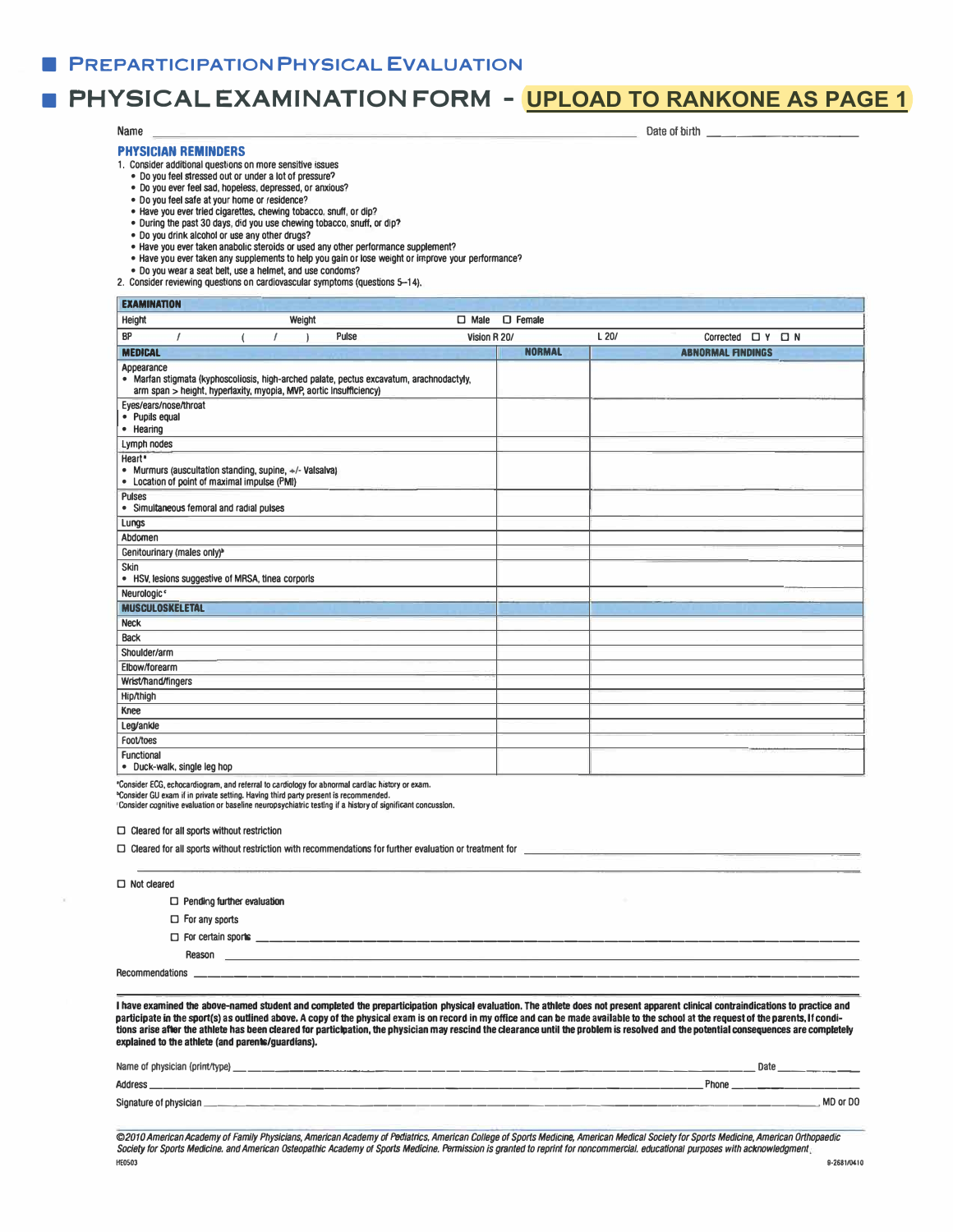# PREPARTICIPATION PHYSICAL EVALUATION

# PHYSICAL EXAMINATION FORM - UPLOAD TO RANKONE AS PAGE 1

Name ________________________________________ Date of birth ______________

## PHYSICIAN REMINDERS

1. Consider additional questions on more sensitive issues
   - Do you feel stressed out or under a lot of pressure?
   - Do you ever feel sad, hopeless, depressed, or anxious?
   - Do you feel safe at your home or residence?
   - Have you ever tried cigarettes, chewing tobacco, snuff, or dip?
   - During the past 30 days, did you use chewing tobacco, snuff, or dip?
   - Do you drink alcohol or use any other drugs?
   - Have you ever taken anabolic steroids or used any other performance supplement?
   - Have you ever taken any supplements to help you gain or lose weight or improve your performance?
   - Do you wear a seat belt, use a helmet, and use condoms?
2. Consider reviewing questions on cardiovascular symptoms (questions 5–14).

| EXAMINATION | | |
|---|---|---|
| Height    Weight    ☐ Male ☐ Female | | |
| BP  /  (  /  )  Pulse  Vision R 20/  L 20/  Corrected ☐ Y ☐ N | | |
| **MEDICAL** | **NORMAL** | **ABNORMAL FINDINGS** |
| Appearance<br>• Marfan stigmata (kyphoscoliosis, high-arched palate, pectus excavatum, arachnodactyly, arm span > height, hyperlaxity, myopia, MVP, aortic insufficiency) | | |
| Eyes/ears/nose/throat<br>• Pupils equal<br>• Hearing | | |
| Lymph nodes | | |
| Heart[a]<br>• Murmurs (auscultation standing, supine, +/- Valsalva)<br>• Location of point of maximal impulse (PMI) | | |
| Pulses<br>• Simultaneous femoral and radial pulses | | |
| Lungs | | |
| Abdomen | | |
| Genitourinary (males only)[b] | | |
| Skin<br>• HSV, lesions suggestive of MRSA, tinea corporis | | |
| Neurologic[c] | | |
| **MUSCULOSKELETAL** | | |
| Neck | | |
| Back | | |
| Shoulder/arm | | |
| Elbow/forearm | | |
| Wrist/hand/fingers | | |
| Hip/thigh | | |
| Knee | | |
| Leg/ankle | | |
| Foot/toes | | |
| Functional<br>• Duck-walk, single leg hop | | |

[a]Consider ECG, echocardiogram, and referral to cardiology for abnormal cardiac history or exam.
[b]Consider GU exam if in private setting. Having third party present is recommended.
[c]Consider cognitive evaluation or baseline neuropsychiatric testing if a history of significant concussion.

☐ Cleared for all sports without restriction

☐ Cleared for all sports without restriction with recommendations for further evaluation or treatment for ______________________

☐ Not cleared

- ☐ Pending further evaluation
- ☐ For any sports
- ☐ For certain sports ______________________

Reason ______________________

Recommendations ______________________

**I have examined the above-named student and completed the preparticipation physical evaluation. The athlete does not present apparent clinical contraindications to practice and participate in the sport(s) as outlined above. A copy of the physical exam is on record in my office and can be made available to the school at the request of the parents. If conditions arise after the athlete has been cleared for participation, the physician may rescind the clearance until the problem is resolved and the potential consequences are completely explained to the athlete (and parents/guardians).**

Name of physician (print/type) ______________________ Date __________

Address ______________________ Phone __________

Signature of physician ______________________, MD or DO

*©2010 American Academy of Family Physicians, American Academy of Pediatrics, American College of Sports Medicine, American Medical Society for Sports Medicine, American Orthopaedic Society for Sports Medicine, and American Osteopathic Academy of Sports Medicine. Permission is granted to reprint for noncommercial, educational purposes with acknowledgment.*

HE0503    9-2681/0410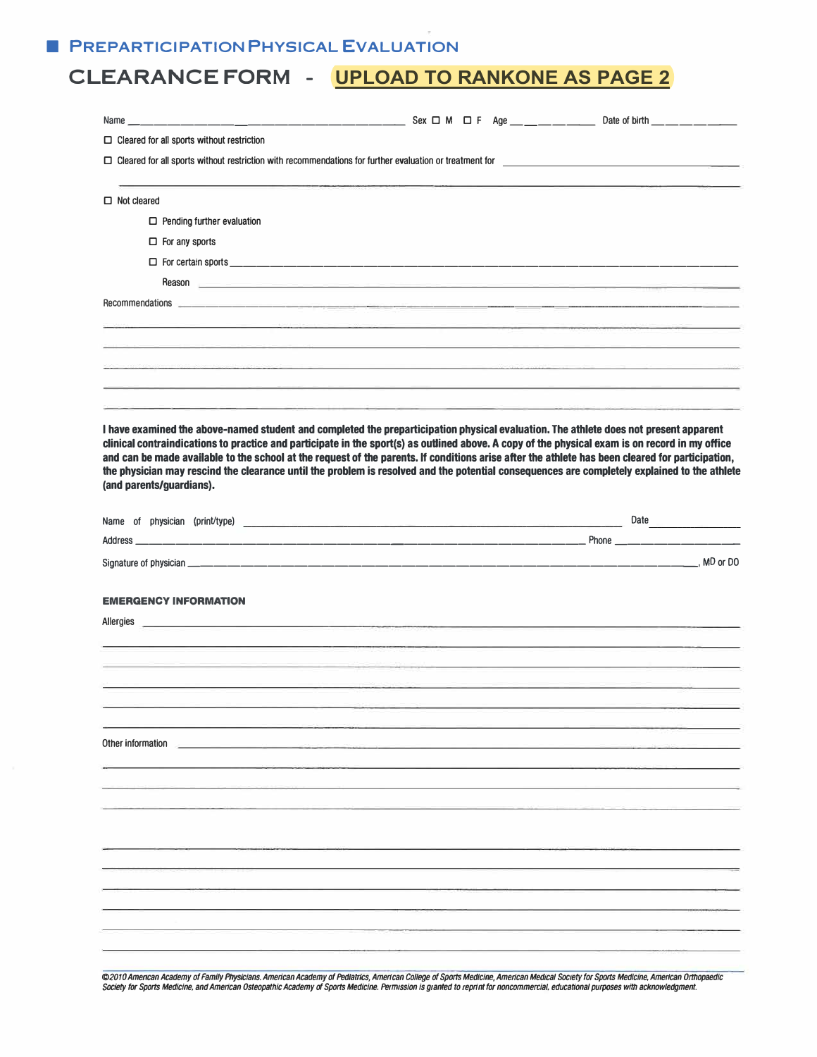## ■ PREPARTICIPATION PHYSICAL EVALUATION

# CLEARANCE FORM - UPLOAD TO RANKONE AS PAGE 2

Name ______________________________ Sex ☐ M ☐ F Age __________ Date of birth __________

☐ Cleared for all sports without restriction

☐ Cleared for all sports without restriction with recommendations for further evaluation or treatment for ______________________________

______________________________

☐ Not cleared

- ☐ Pending further evaluation
- ☐ For any sports
- ☐ For certain sports ______________________________

  Reason ______________________________

Recommendations ______________________________

______________________________

______________________________

______________________________

______________________________

______________________________

**I have examined the above-named student and completed the preparticipation physical evaluation. The athlete does not present apparent clinical contraindications to practice and participate in the sport(s) as outlined above. A copy of the physical exam is on record in my office and can be made available to the school at the request of the parents. If conditions arise after the athlete has been cleared for participation, the physician may rescind the clearance until the problem is resolved and the potential consequences are completely explained to the athlete (and parents/guardians).**

Name of physician (print/type) ______________________________ Date __________

Address ______________________________ Phone __________

Signature of physician ______________________________, MD or DO

**EMERGENCY INFORMATION**

Allergies ______________________________

______________________________

______________________________

______________________________

______________________________

______________________________

Other information ______________________________

______________________________

______________________________

______________________________

______________________________

______________________________

______________________________

______________________________

______________________________

*©2010 American Academy of Family Physicians. American Academy of Pediatrics, American College of Sports Medicine, American Medical Society for Sports Medicine, American Orthopaedic Society for Sports Medicine, and American Osteopathic Academy of Sports Medicine. Permission is granted to reprint for noncommercial. educational purposes with acknowledgment.*